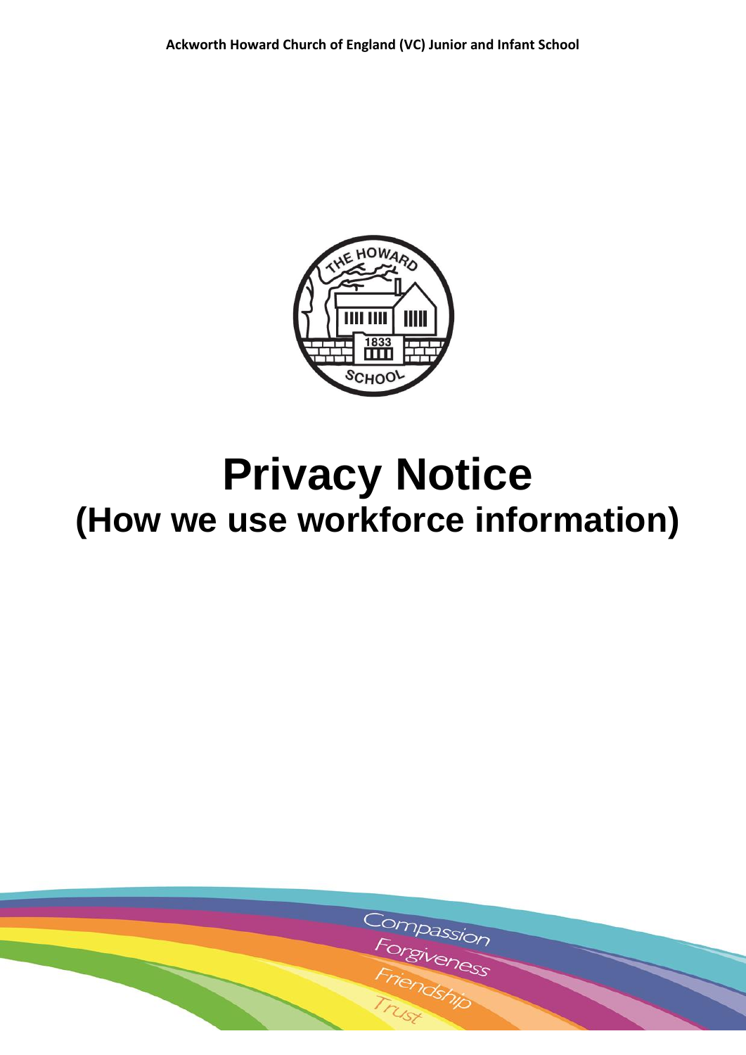**Ackworth Howard Church of England (VC) Junior and Infant School**

# Privacy Notice
## (How we use workforce information)

Compassion
Forgiveness
Friendship
Trust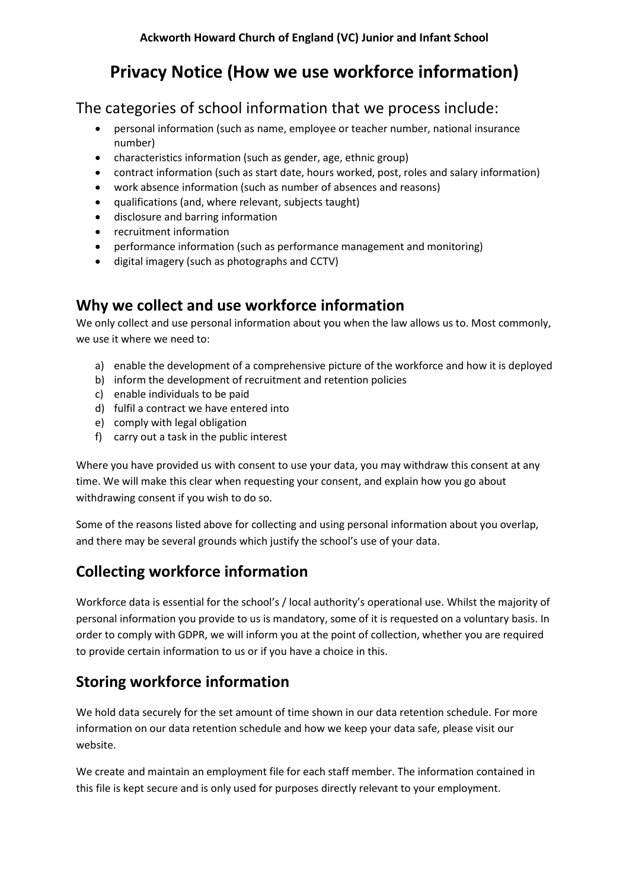**Ackworth Howard Church of England (VC) Junior and Infant School**

# Privacy Notice (How we use workforce information)

## The categories of school information that we process include:

- personal information (such as name, employee or teacher number, national insurance number)
- characteristics information (such as gender, age, ethnic group)
- contract information (such as start date, hours worked, post, roles and salary information)
- work absence information (such as number of absences and reasons)
- qualifications (and, where relevant, subjects taught)
- disclosure and barring information
- recruitment information
- performance information (such as performance management and monitoring)
- digital imagery (such as photographs and CCTV)

## Why we collect and use workforce information

We only collect and use personal information about you when the law allows us to. Most commonly, we use it where we need to:

a) enable the development of a comprehensive picture of the workforce and how it is deployed
b) inform the development of recruitment and retention policies
c) enable individuals to be paid
d) fulfil a contract we have entered into
e) comply with legal obligation
f) carry out a task in the public interest

Where you have provided us with consent to use your data, you may withdraw this consent at any time. We will make this clear when requesting your consent, and explain how you go about withdrawing consent if you wish to do so.

Some of the reasons listed above for collecting and using personal information about you overlap, and there may be several grounds which justify the school's use of your data.

## Collecting workforce information

Workforce data is essential for the school's / local authority's operational use. Whilst the majority of personal information you provide to us is mandatory, some of it is requested on a voluntary basis. In order to comply with GDPR, we will inform you at the point of collection, whether you are required to provide certain information to us or if you have a choice in this.

## Storing workforce information

We hold data securely for the set amount of time shown in our data retention schedule. For more information on our data retention schedule and how we keep your data safe, please visit our website.

We create and maintain an employment file for each staff member. The information contained in this file is kept secure and is only used for purposes directly relevant to your employment.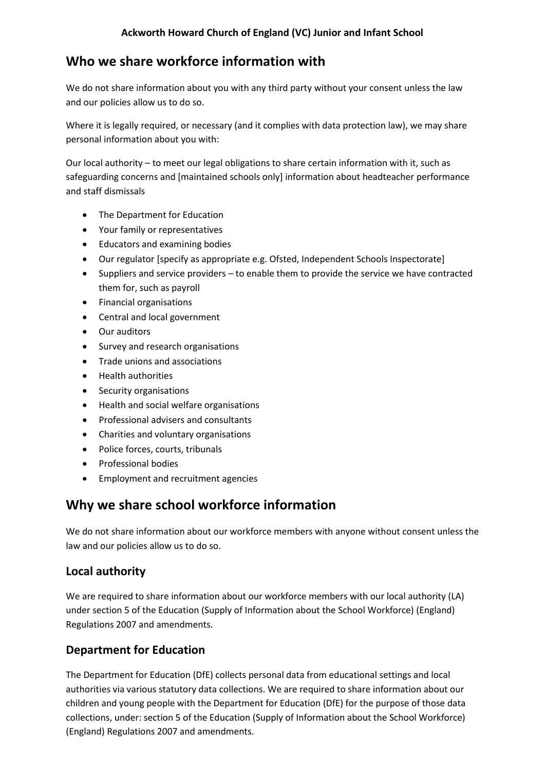## Who we share workforce information with

We do not share information about you with any third party without your consent unless the law and our policies allow us to do so.

Where it is legally required, or necessary (and it complies with data protection law), we may share personal information about you with:

Our local authority – to meet our legal obligations to share certain information with it, such as safeguarding concerns and [maintained schools only] information about headteacher performance and staff dismissals

- The Department for Education
- Your family or representatives
- Educators and examining bodies
- Our regulator [specify as appropriate e.g. Ofsted, Independent Schools Inspectorate]
- Suppliers and service providers – to enable them to provide the service we have contracted them for, such as payroll
- Financial organisations
- Central and local government
- Our auditors
- Survey and research organisations
- Trade unions and associations
- Health authorities
- Security organisations
- Health and social welfare organisations
- Professional advisers and consultants
- Charities and voluntary organisations
- Police forces, courts, tribunals
- Professional bodies
- Employment and recruitment agencies

## Why we share school workforce information

We do not share information about our workforce members with anyone without consent unless the law and our policies allow us to do so.

### Local authority

We are required to share information about our workforce members with our local authority (LA) under section 5 of the Education (Supply of Information about the School Workforce) (England) Regulations 2007 and amendments.

### Department for Education

The Department for Education (DfE) collects personal data from educational settings and local authorities via various statutory data collections. We are required to share information about our children and young people with the Department for Education (DfE) for the purpose of those data collections, under: section 5 of the Education (Supply of Information about the School Workforce) (England) Regulations 2007 and amendments.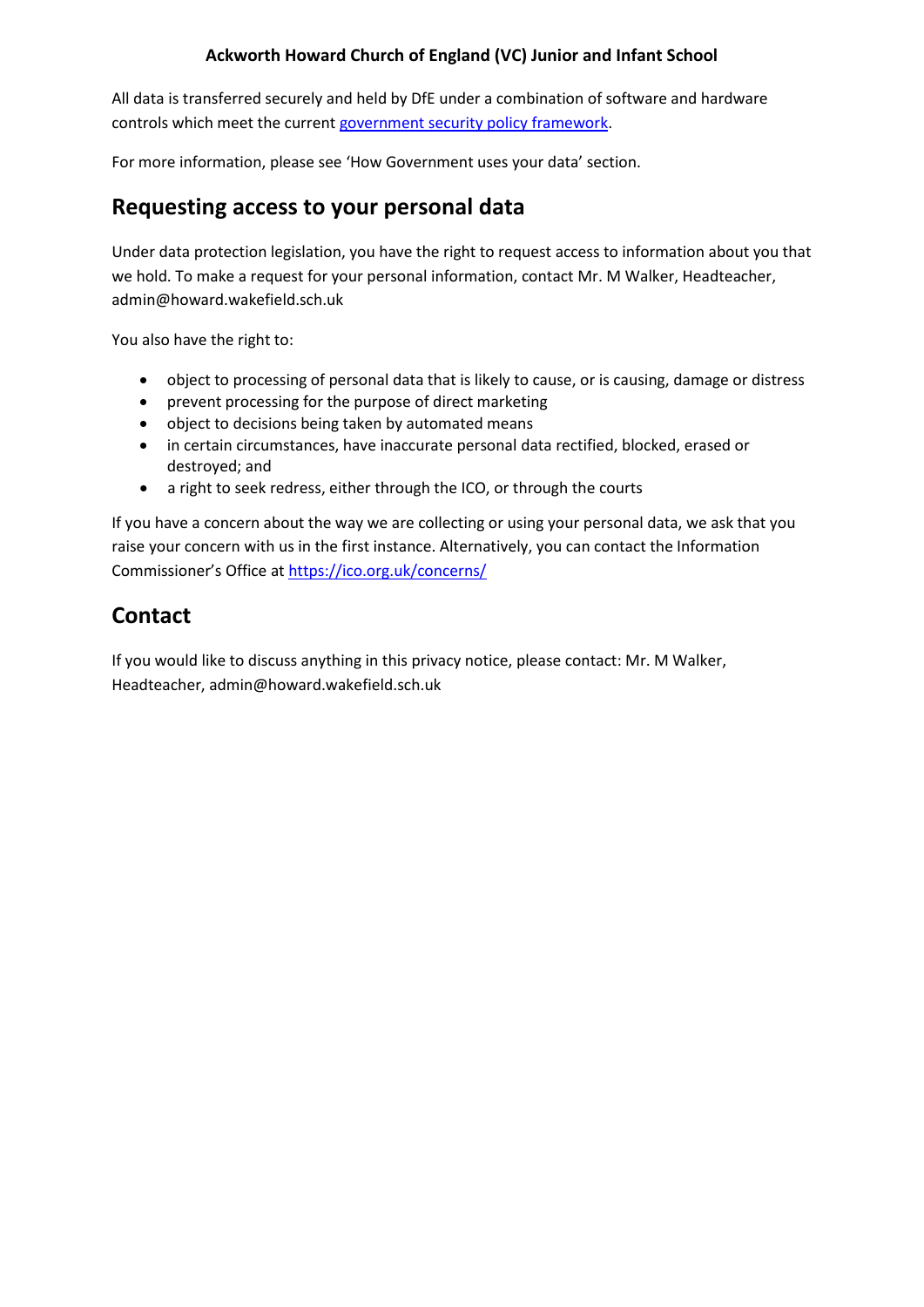All data is transferred securely and held by DfE under a combination of software and hardware controls which meet the current [government security policy framework](https://www.gov.uk/government/publications/security-policy-framework).

For more information, please see 'How Government uses your data' section.

## Requesting access to your personal data

Under data protection legislation, you have the right to request access to information about you that we hold. To make a request for your personal information, contact Mr. M Walker, Headteacher, admin@howard.wakefield.sch.uk

You also have the right to:

- object to processing of personal data that is likely to cause, or is causing, damage or distress
- prevent processing for the purpose of direct marketing
- object to decisions being taken by automated means
- in certain circumstances, have inaccurate personal data rectified, blocked, erased or destroyed; and
- a right to seek redress, either through the ICO, or through the courts

If you have a concern about the way we are collecting or using your personal data, we ask that you raise your concern with us in the first instance. Alternatively, you can contact the Information Commissioner's Office at https://ico.org.uk/concerns/

## Contact

If you would like to discuss anything in this privacy notice, please contact: Mr. M Walker, Headteacher, admin@howard.wakefield.sch.uk